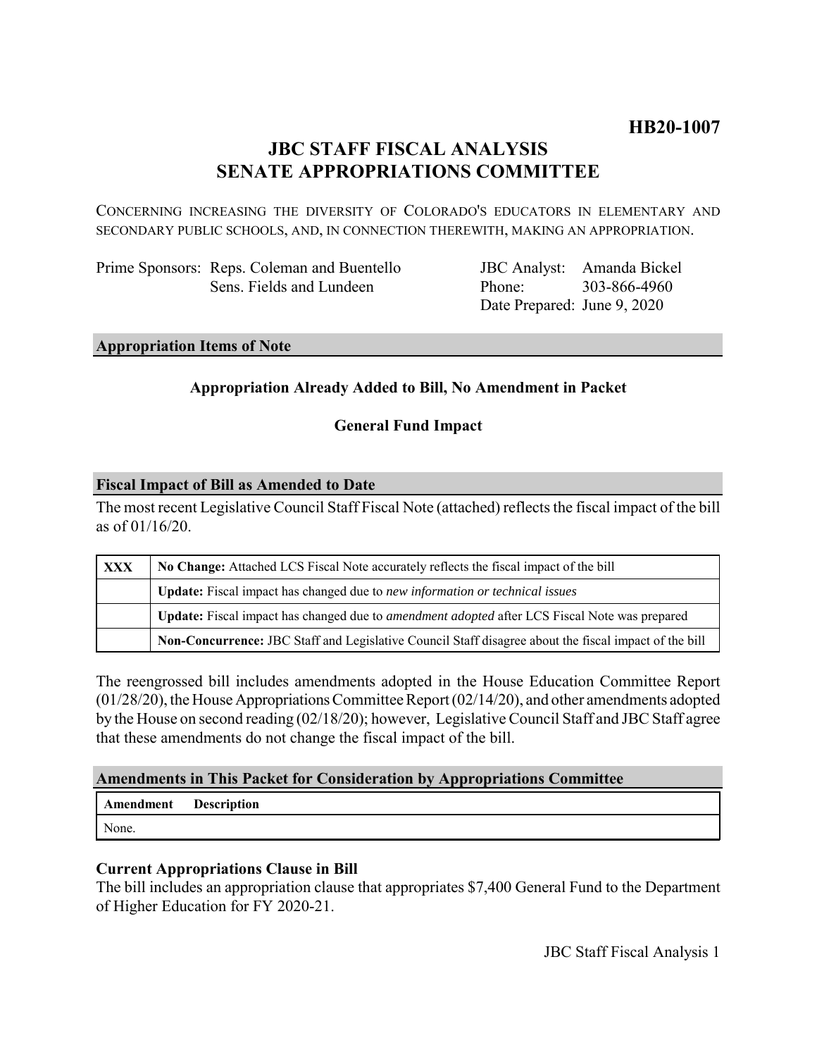**HB20-1007**

# JBC STAFF FISCAL ANALYSIS
# SENATE APPROPRIATIONS COMMITTEE

CONCERNING INCREASING THE DIVERSITY OF COLORADO'S EDUCATORS IN ELEMENTARY AND SECONDARY PUBLIC SCHOOLS, AND, IN CONNECTION THEREWITH, MAKING AN APPROPRIATION.

Prime Sponsors: Reps. Coleman and Buentello
Sens. Fields and Lundeen

JBC Analyst: Amanda Bickel
Phone: 303-866-4960
Date Prepared: June 9, 2020

## Appropriation Items of Note

**Appropriation Already Added to Bill, No Amendment in Packet**

**General Fund Impact**

## Fiscal Impact of Bill as Amended to Date

The most recent Legislative Council Staff Fiscal Note (attached) reflects the fiscal impact of the bill as of 01/16/20.

| | |
|---|---|
| **XXX** | **No Change:** Attached LCS Fiscal Note accurately reflects the fiscal impact of the bill |
| | **Update:** Fiscal impact has changed due to *new information or technical issues* |
| | **Update:** Fiscal impact has changed due to *amendment adopted* after LCS Fiscal Note was prepared |
| | **Non-Concurrence:** JBC Staff and Legislative Council Staff disagree about the fiscal impact of the bill |

The reengrossed bill includes amendments adopted in the House Education Committee Report (01/28/20), the House Appropriations Committee Report (02/14/20), and other amendments adopted by the House on second reading (02/18/20); however, Legislative Council Staff and JBC Staff agree that these amendments do not change the fiscal impact of the bill.

## Amendments in This Packet for Consideration by Appropriations Committee

| Amendment | Description |
|---|---|
| None. | |

### Current Appropriations Clause in Bill

The bill includes an appropriation clause that appropriates $7,400 General Fund to the Department of Higher Education for FY 2020-21.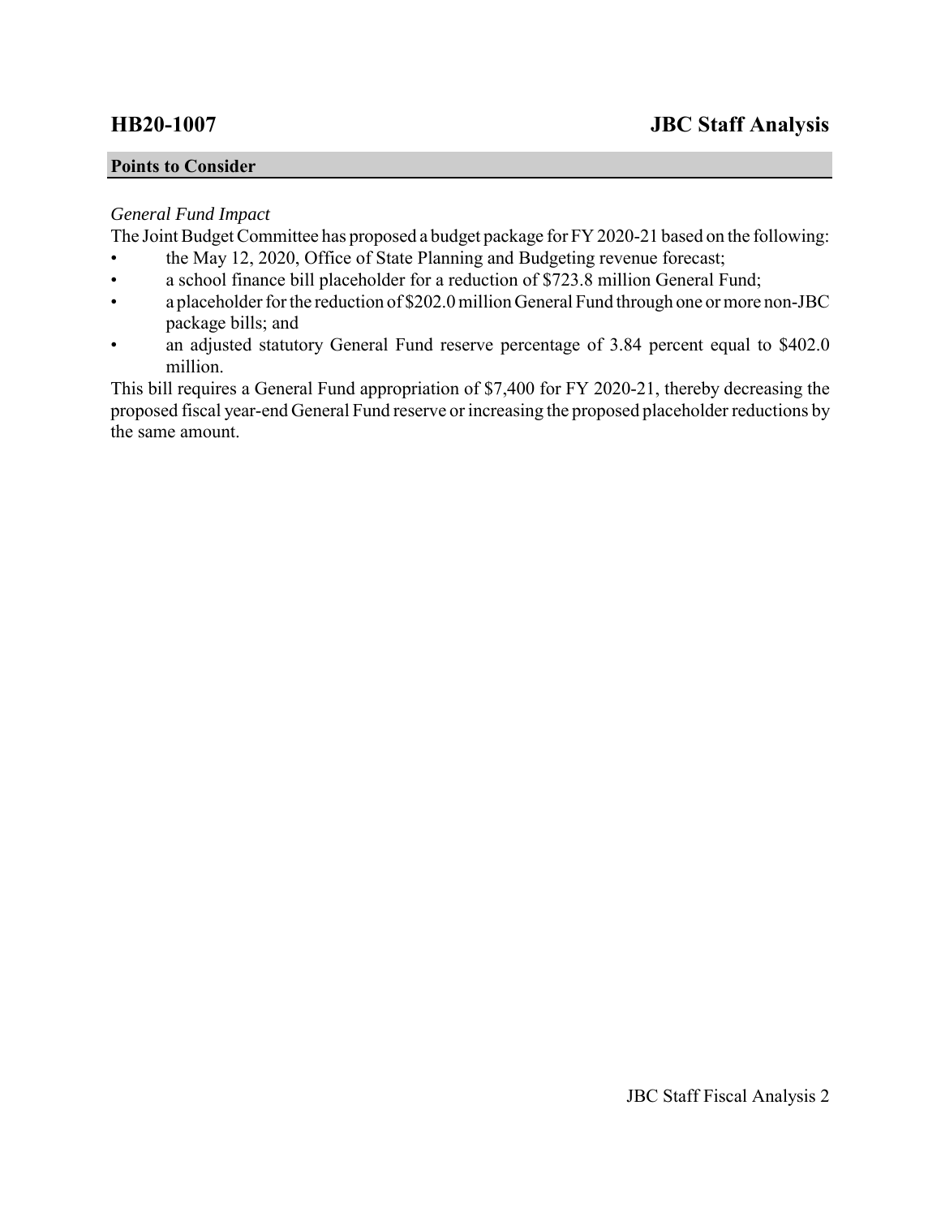## Points to Consider

*General Fund Impact*

The Joint Budget Committee has proposed a budget package for FY 2020-21 based on the following:

- the May 12, 2020, Office of State Planning and Budgeting revenue forecast;
- a school finance bill placeholder for a reduction of $723.8 million General Fund;
- a placeholder for the reduction of $202.0 million General Fund through one or more non-JBC package bills; and
- an adjusted statutory General Fund reserve percentage of 3.84 percent equal to $402.0 million.

This bill requires a General Fund appropriation of $7,400 for FY 2020-21, thereby decreasing the proposed fiscal year-end General Fund reserve or increasing the proposed placeholder reductions by the same amount.